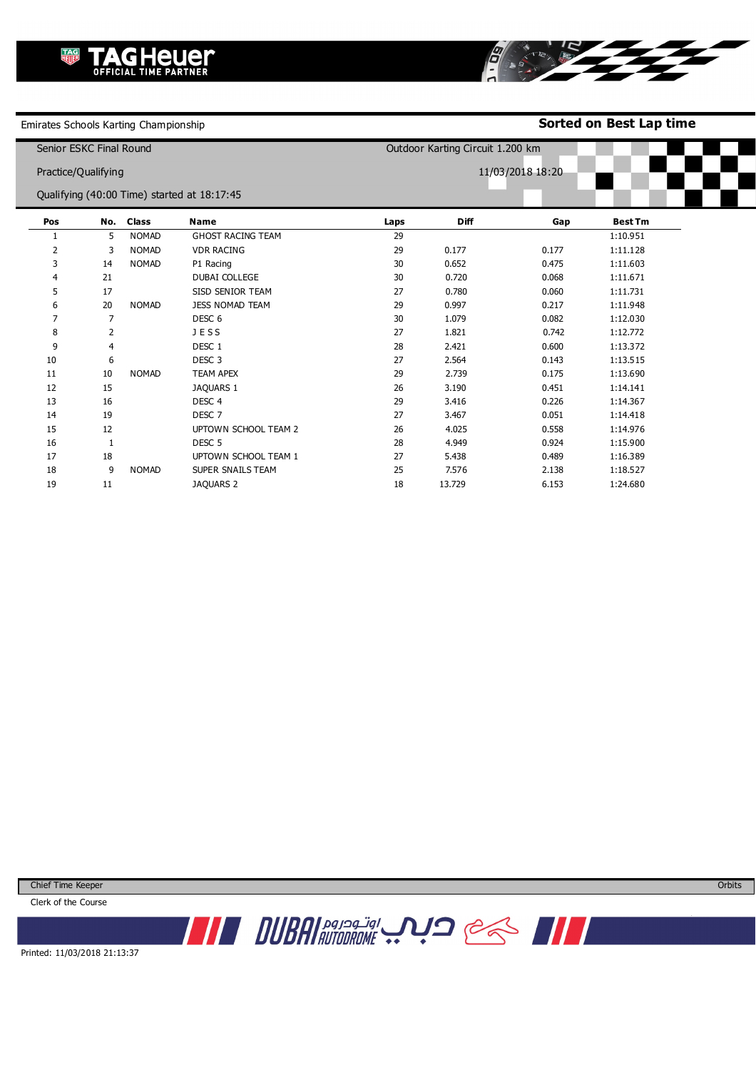TAG Heuer OFFICIAL TIME PARTNER

Emirates Schools Karting Championship

**Sorted on Best Lap time**

Senior ESKC Final Round

Outdoor Karting Circuit 1.200 km

Practice/Qualifying

11/03/2018 18:20

Qualifying (40:00 Time) started at 18:17:45

| Pos | No. | Class | Name | Laps | Diff | Gap | Best Tm |
|---|---|---|---|---|---|---|---|
| 1 | 5 | NOMAD | GHOST RACING TEAM | 29 | | | 1:10.951 |
| 2 | 3 | NOMAD | VDR RACING | 29 | 0.177 | 0.177 | 1:11.128 |
| 3 | 14 | NOMAD | P1 Racing | 30 | 0.652 | 0.475 | 1:11.603 |
| 4 | 21 | | DUBAI COLLEGE | 30 | 0.720 | 0.068 | 1:11.671 |
| 5 | 17 | | SISD SENIOR TEAM | 27 | 0.780 | 0.060 | 1:11.731 |
| 6 | 20 | NOMAD | JESS NOMAD TEAM | 29 | 0.997 | 0.217 | 1:11.948 |
| 7 | 7 | | DESC 6 | 30 | 1.079 | 0.082 | 1:12.030 |
| 8 | 2 | | J E S S | 27 | 1.821 | 0.742 | 1:12.772 |
| 9 | 4 | | DESC 1 | 28 | 2.421 | 0.600 | 1:13.372 |
| 10 | 6 | | DESC 3 | 27 | 2.564 | 0.143 | 1:13.515 |
| 11 | 10 | NOMAD | TEAM APEX | 29 | 2.739 | 0.175 | 1:13.690 |
| 12 | 15 | | JAQUARS 1 | 26 | 3.190 | 0.451 | 1:14.141 |
| 13 | 16 | | DESC 4 | 29 | 3.416 | 0.226 | 1:14.367 |
| 14 | 19 | | DESC 7 | 27 | 3.467 | 0.051 | 1:14.418 |
| 15 | 12 | | UPTOWN SCHOOL TEAM 2 | 26 | 4.025 | 0.558 | 1:14.976 |
| 16 | 1 | | DESC 5 | 28 | 4.949 | 0.924 | 1:15.900 |
| 17 | 18 | | UPTOWN SCHOOL TEAM 1 | 27 | 5.438 | 0.489 | 1:16.389 |
| 18 | 9 | NOMAD | SUPER SNAILS TEAM | 25 | 7.576 | 2.138 | 1:18.527 |
| 19 | 11 | | JAQUARS 2 | 18 | 13.729 | 6.153 | 1:24.680 |

Chief Time Keeper

Orbits

Clerk of the Course

DUBAI AUTODROME اوتودروم دبي

Printed: 11/03/2018 21:13:37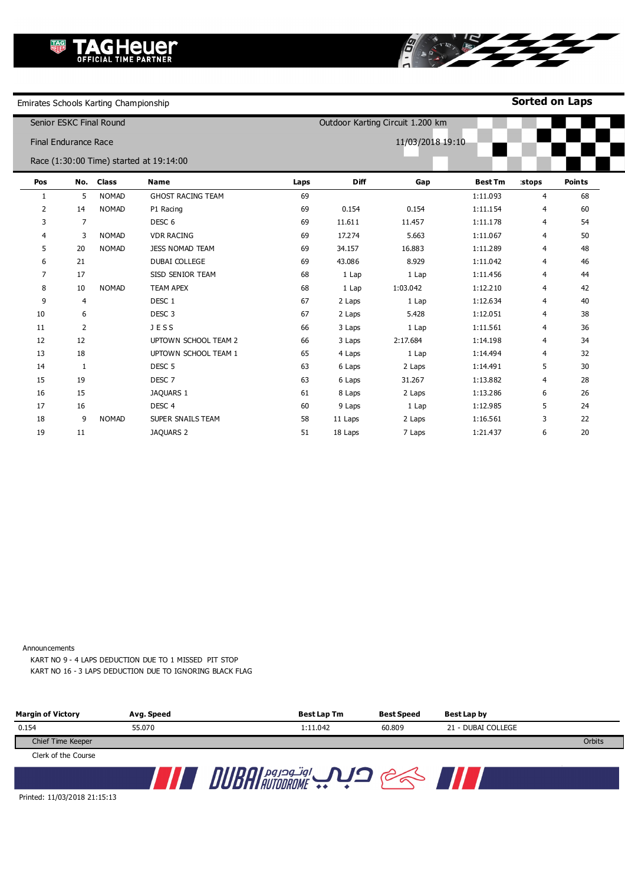TAG Heuer OFFICIAL TIME PARTNER

Emirates Schools Karting Championship

**Sorted on Laps**

Senior ESKC Final Round

Outdoor Karting Circuit 1.200 km

Final Endurance Race

11/03/2018 19:10

Race (1:30:00 Time) started at 19:14:00

| Pos | No. | Class | Name | Laps | Diff | Gap | Best Tm | stops | Points |
|---|---|---|---|---|---|---|---|---|---|
| 1 | 5 | NOMAD | GHOST RACING TEAM | 69 | | | 1:11.093 | 4 | 68 |
| 2 | 14 | NOMAD | P1 Racing | 69 | 0.154 | 0.154 | 1:11.154 | 4 | 60 |
| 3 | 7 | | DESC 6 | 69 | 11.611 | 11.457 | 1:11.178 | 4 | 54 |
| 4 | 3 | NOMAD | VDR RACING | 69 | 17.274 | 5.663 | 1:11.067 | 4 | 50 |
| 5 | 20 | NOMAD | JESS NOMAD TEAM | 69 | 34.157 | 16.883 | 1:11.289 | 4 | 48 |
| 6 | 21 | | DUBAI COLLEGE | 69 | 43.086 | 8.929 | 1:11.042 | 4 | 46 |
| 7 | 17 | | SISD SENIOR TEAM | 68 | 1 Lap | 1 Lap | 1:11.456 | 4 | 44 |
| 8 | 10 | NOMAD | TEAM APEX | 68 | 1 Lap | 1:03.042 | 1:12.210 | 4 | 42 |
| 9 | 4 | | DESC 1 | 67 | 2 Laps | 1 Lap | 1:12.634 | 4 | 40 |
| 10 | 6 | | DESC 3 | 67 | 2 Laps | 5.428 | 1:12.051 | 4 | 38 |
| 11 | 2 | | J E S S | 66 | 3 Laps | 1 Lap | 1:11.561 | 4 | 36 |
| 12 | 12 | | UPTOWN SCHOOL TEAM 2 | 66 | 3 Laps | 2:17.684 | 1:14.198 | 4 | 34 |
| 13 | 18 | | UPTOWN SCHOOL TEAM 1 | 65 | 4 Laps | 1 Lap | 1:14.494 | 4 | 32 |
| 14 | 1 | | DESC 5 | 63 | 6 Laps | 2 Laps | 1:14.491 | 5 | 30 |
| 15 | 19 | | DESC 7 | 63 | 6 Laps | 31.267 | 1:13.882 | 4 | 28 |
| 16 | 15 | | JAQUARS 1 | 61 | 8 Laps | 2 Laps | 1:13.286 | 6 | 26 |
| 17 | 16 | | DESC 4 | 60 | 9 Laps | 1 Lap | 1:12.985 | 5 | 24 |
| 18 | 9 | NOMAD | SUPER SNAILS TEAM | 58 | 11 Laps | 2 Laps | 1:16.561 | 3 | 22 |
| 19 | 11 | | JAQUARS 2 | 51 | 18 Laps | 7 Laps | 1:21.437 | 6 | 20 |

Announcements

KART NO 9 - 4 LAPS DEDUCTION DUE TO 1 MISSED PIT STOP

KART NO 16 - 3 LAPS DEDUCTION DUE TO IGNORING BLACK FLAG

| Margin of Victory | Avg. Speed | Best Lap Tm | Best Speed | Best Lap by |
|---|---|---|---|---|
| 0.154 | 55.070 | 1:11.042 | 60.809 | 21 - DUBAI COLLEGE |

Chief Time Keeper

Orbits

Clerk of the Course

DUBAI AUTODROME اوتودروم دبي

Printed: 11/03/2018 21:15:13